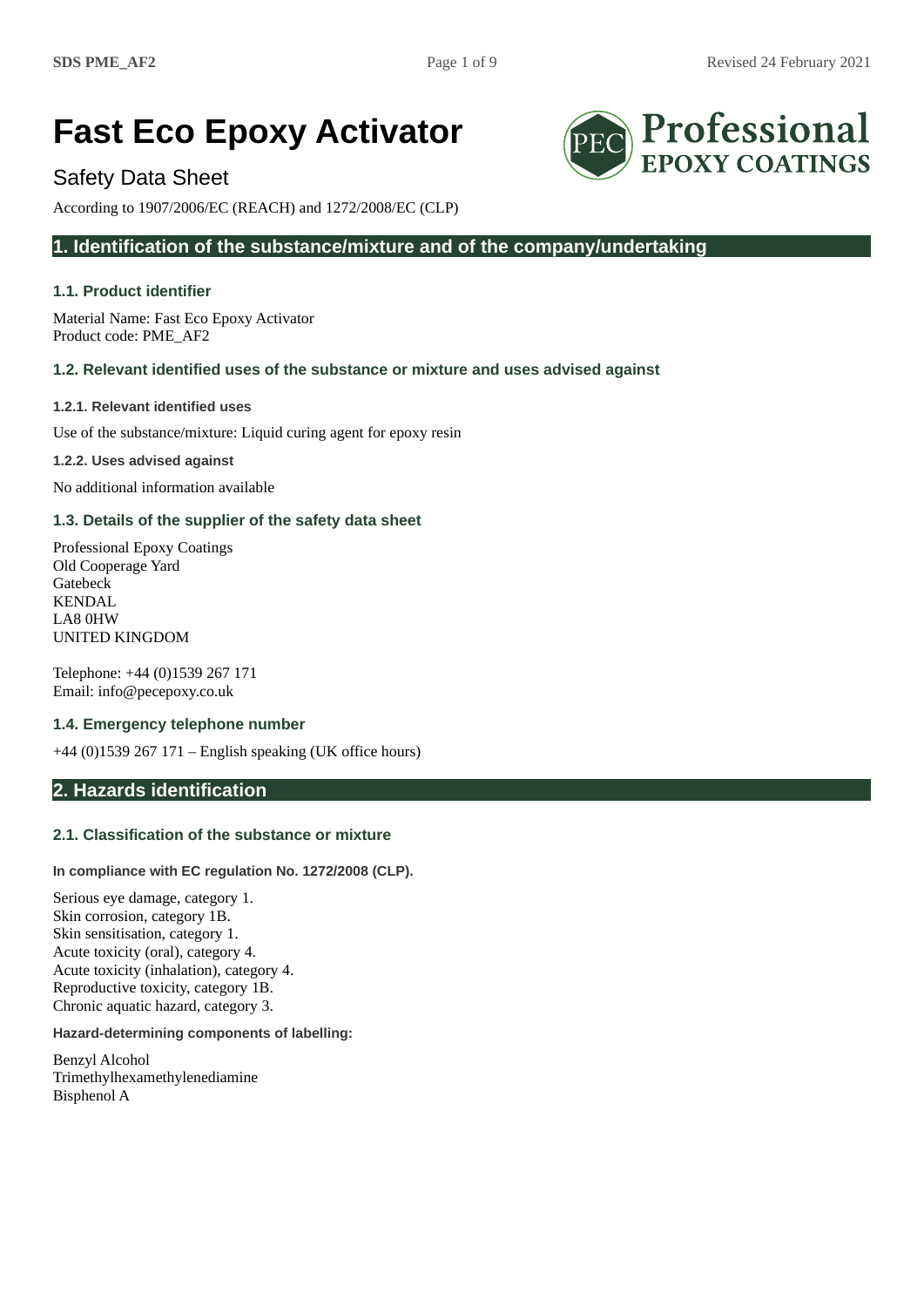# Fast Eco Epoxy Activator

Safety Data Sheet

According to 1907/2006/EC (REACH) and 1272/2008/EC (CLP)

## 1. Identification of the substance/mixture and of the company/undertaking

### 1.1. Product identifier

Material Name: Fast Eco Epoxy Activator
Product code: PME_AF2

### 1.2. Relevant identified uses of the substance or mixture and uses advised against

#### 1.2.1. Relevant identified uses

Use of the substance/mixture: Liquid curing agent for epoxy resin

#### 1.2.2. Uses advised against

No additional information available

### 1.3. Details of the supplier of the safety data sheet

Professional Epoxy Coatings
Old Cooperage Yard
Gatebeck
KENDAL
LA8 0HW
UNITED KINGDOM

Telephone: +44 (0)1539 267 171
Email: info@pecepoxy.co.uk

### 1.4. Emergency telephone number

+44 (0)1539 267 171 – English speaking (UK office hours)

## 2. Hazards identification

### 2.1. Classification of the substance or mixture

**In compliance with EC regulation No. 1272/2008 (CLP).**

Serious eye damage, category 1.
Skin corrosion, category 1B.
Skin sensitisation, category 1.
Acute toxicity (oral), category 4.
Acute toxicity (inhalation), category 4.
Reproductive toxicity, category 1B.
Chronic aquatic hazard, category 3.

**Hazard-determining components of labelling:**

Benzyl Alcohol
Trimethylhexamethylenediamine
Bisphenol A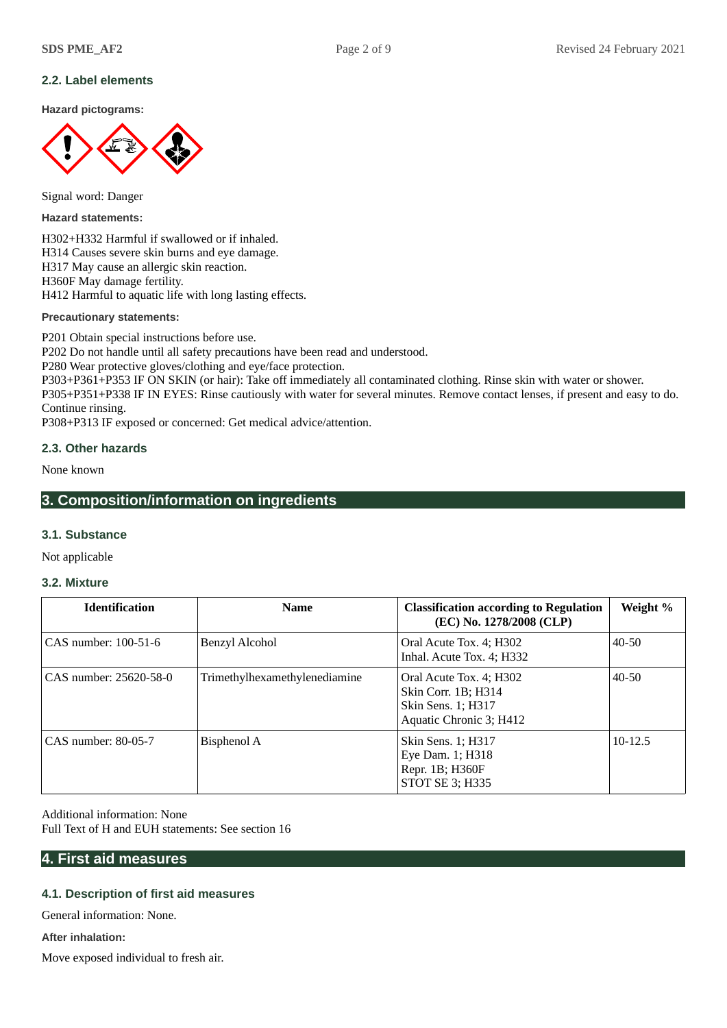### 2.2. Label elements

**Hazard pictograms:**

Signal word: Danger

**Hazard statements:**

H302+H332 Harmful if swallowed or if inhaled.
H314 Causes severe skin burns and eye damage.
H317 May cause an allergic skin reaction.
H360F May damage fertility.
H412 Harmful to aquatic life with long lasting effects.

**Precautionary statements:**

P201 Obtain special instructions before use.
P202 Do not handle until all safety precautions have been read and understood.
P280 Wear protective gloves/clothing and eye/face protection.
P303+P361+P353 IF ON SKIN (or hair): Take off immediately all contaminated clothing. Rinse skin with water or shower.
P305+P351+P338 IF IN EYES: Rinse cautiously with water for several minutes. Remove contact lenses, if present and easy to do. Continue rinsing.
P308+P313 IF exposed or concerned: Get medical advice/attention.

### 2.3. Other hazards

None known

## 3. Composition/information on ingredients

### 3.1. Substance

Not applicable

### 3.2. Mixture

| Identification | Name | Classification according to Regulation (EC) No. 1278/2008 (CLP) | Weight % |
| --- | --- | --- | --- |
| CAS number: 100-51-6 | Benzyl Alcohol | Oral Acute Tox. 4; H302<br>Inhal. Acute Tox. 4; H332 | 40-50 |
| CAS number: 25620-58-0 | Trimethylhexamethylenediamine | Oral Acute Tox. 4; H302<br>Skin Corr. 1B; H314<br>Skin Sens. 1; H317<br>Aquatic Chronic 3; H412 | 40-50 |
| CAS number: 80-05-7 | Bisphenol A | Skin Sens. 1; H317<br>Eye Dam. 1; H318<br>Repr. 1B; H360F<br>STOT SE 3; H335 | 10-12.5 |

Additional information: None
Full Text of H and EUH statements: See section 16

## 4. First aid measures

### 4.1. Description of first aid measures

General information: None.

**After inhalation:**

Move exposed individual to fresh air.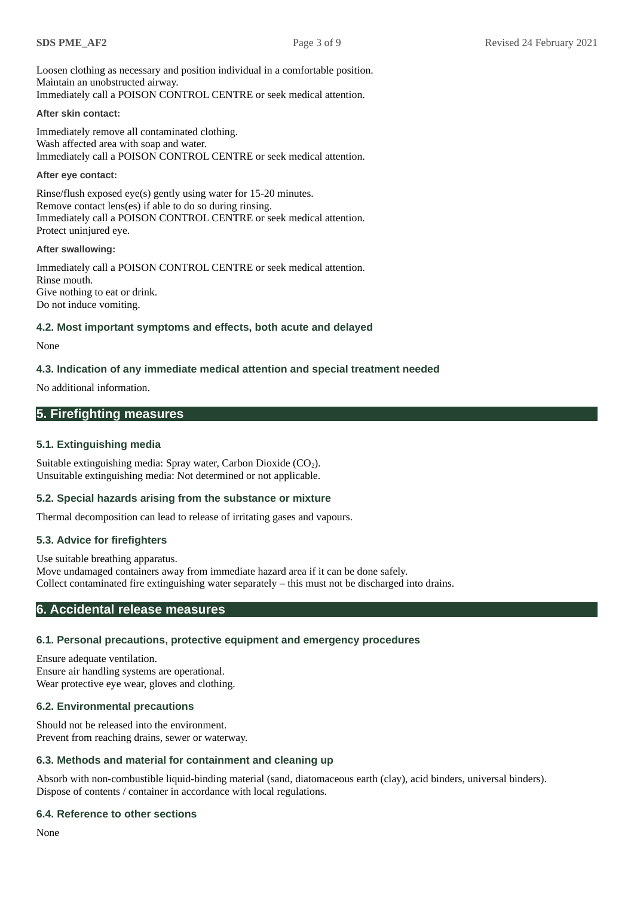Loosen clothing as necessary and position individual in a comfortable position.
Maintain an unobstructed airway.
Immediately call a POISON CONTROL CENTRE or seek medical attention.

**After skin contact:**

Immediately remove all contaminated clothing.
Wash affected area with soap and water.
Immediately call a POISON CONTROL CENTRE or seek medical attention.

**After eye contact:**

Rinse/flush exposed eye(s) gently using water for 15-20 minutes.
Remove contact lens(es) if able to do so during rinsing.
Immediately call a POISON CONTROL CENTRE or seek medical attention.
Protect uninjured eye.

**After swallowing:**

Immediately call a POISON CONTROL CENTRE or seek medical attention.
Rinse mouth.
Give nothing to eat or drink.
Do not induce vomiting.

### 4.2. Most important symptoms and effects, both acute and delayed

None

### 4.3. Indication of any immediate medical attention and special treatment needed

No additional information.

## 5. Firefighting measures

### 5.1. Extinguishing media

Suitable extinguishing media: Spray water, Carbon Dioxide ($CO_2$).
Unsuitable extinguishing media: Not determined or not applicable.

### 5.2. Special hazards arising from the substance or mixture

Thermal decomposition can lead to release of irritating gases and vapours.

### 5.3. Advice for firefighters

Use suitable breathing apparatus.
Move undamaged containers away from immediate hazard area if it can be done safely.
Collect contaminated fire extinguishing water separately – this must not be discharged into drains.

## 6. Accidental release measures

### 6.1. Personal precautions, protective equipment and emergency procedures

Ensure adequate ventilation.
Ensure air handling systems are operational.
Wear protective eye wear, gloves and clothing.

### 6.2. Environmental precautions

Should not be released into the environment.
Prevent from reaching drains, sewer or waterway.

### 6.3. Methods and material for containment and cleaning up

Absorb with non-combustible liquid-binding material (sand, diatomaceous earth (clay), acid binders, universal binders).
Dispose of contents / container in accordance with local regulations.

### 6.4. Reference to other sections

None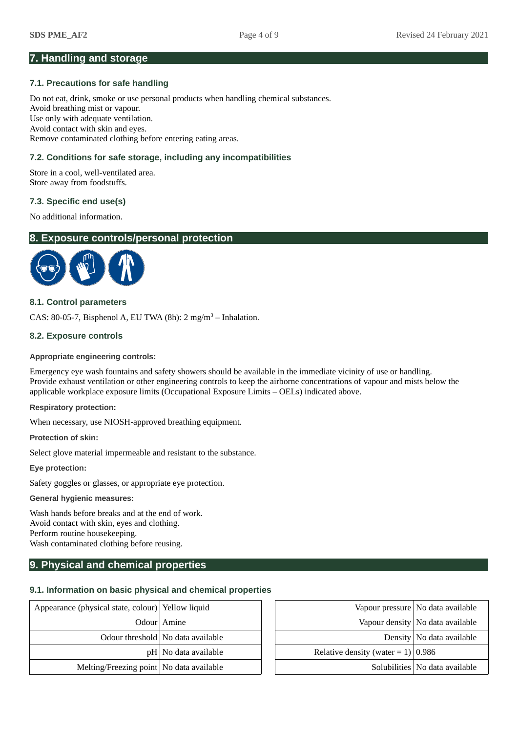## 7. Handling and storage

### 7.1. Precautions for safe handling

Do not eat, drink, smoke or use personal products when handling chemical substances.
Avoid breathing mist or vapour.
Use only with adequate ventilation.
Avoid contact with skin and eyes.
Remove contaminated clothing before entering eating areas.

### 7.2. Conditions for safe storage, including any incompatibilities

Store in a cool, well-ventilated area.
Store away from foodstuffs.

### 7.3. Specific end use(s)

No additional information.

## 8. Exposure controls/personal protection

### 8.1. Control parameters

CAS: 80-05-7, Bisphenol A, EU TWA (8h): 2 mg/m$^3$ – Inhalation.

### 8.2. Exposure controls

**Appropriate engineering controls:**

Emergency eye wash fountains and safety showers should be available in the immediate vicinity of use or handling.
Provide exhaust ventilation or other engineering controls to keep the airborne concentrations of vapour and mists below the applicable workplace exposure limits (Occupational Exposure Limits – OELs) indicated above.

**Respiratory protection:**

When necessary, use NIOSH-approved breathing equipment.

**Protection of skin:**

Select glove material impermeable and resistant to the substance.

**Eye protection:**

Safety goggles or glasses, or appropriate eye protection.

**General hygienic measures:**

Wash hands before breaks and at the end of work.
Avoid contact with skin, eyes and clothing.
Perform routine housekeeping.
Wash contaminated clothing before reusing.

## 9. Physical and chemical properties

### 9.1. Information on basic physical and chemical properties

| Property | Value |
|---|---|
| Appearance (physical state, colour) | Yellow liquid |
| Odour | Amine |
| Odour threshold | No data available |
| pH | No data available |
| Melting/Freezing point | No data available |
| Vapour pressure | No data available |
| Vapour density | No data available |
| Density | No data available |
| Relative density (water = 1) | 0.986 |
| Solubilities | No data available |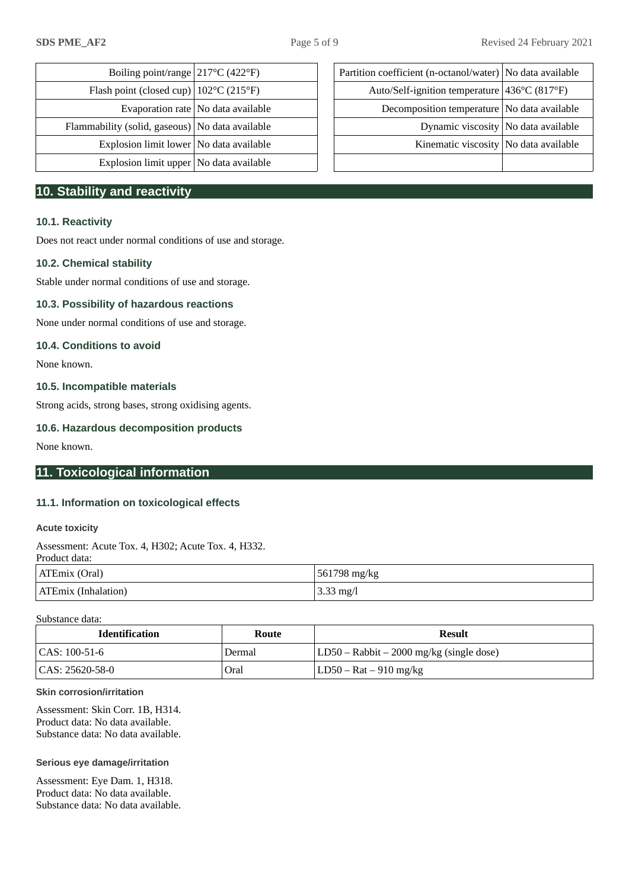| Boiling point/range | 217°C (422°F) |
|---|---|
| Flash point (closed cup) | 102°C (215°F) |
| Evaporation rate | No data available |
| Flammability (solid, gaseous) | No data available |
| Explosion limit lower | No data available |
| Explosion limit upper | No data available |

| Partition coefficient (n-octanol/water) | No data available |
|---|---|
| Auto/Self-ignition temperature | 436°C (817°F) |
| Decomposition temperature | No data available |
| Dynamic viscosity | No data available |
| Kinematic viscosity | No data available |
| | |

## 10. Stability and reactivity

### 10.1. Reactivity

Does not react under normal conditions of use and storage.

### 10.2. Chemical stability

Stable under normal conditions of use and storage.

### 10.3. Possibility of hazardous reactions

None under normal conditions of use and storage.

### 10.4. Conditions to avoid

None known.

### 10.5. Incompatible materials

Strong acids, strong bases, strong oxidising agents.

### 10.6. Hazardous decomposition products

None known.

## 11. Toxicological information

### 11.1. Information on toxicological effects

#### Acute toxicity

Assessment: Acute Tox. 4, H302; Acute Tox. 4, H332.
Product data:

| ATEmix (Oral) | 561798 mg/kg |
|---|---|
| ATEmix (Inhalation) | 3.33 mg/l |

Substance data:

| Identification | Route | Result |
|---|---|---|
| CAS: 100-51-6 | Dermal | LD50 – Rabbit – 2000 mg/kg (single dose) |
| CAS: 25620-58-0 | Oral | LD50 – Rat – 910 mg/kg |

#### Skin corrosion/irritation

Assessment: Skin Corr. 1B, H314.
Product data: No data available.
Substance data: No data available.

#### Serious eye damage/irritation

Assessment: Eye Dam. 1, H318.
Product data: No data available.
Substance data: No data available.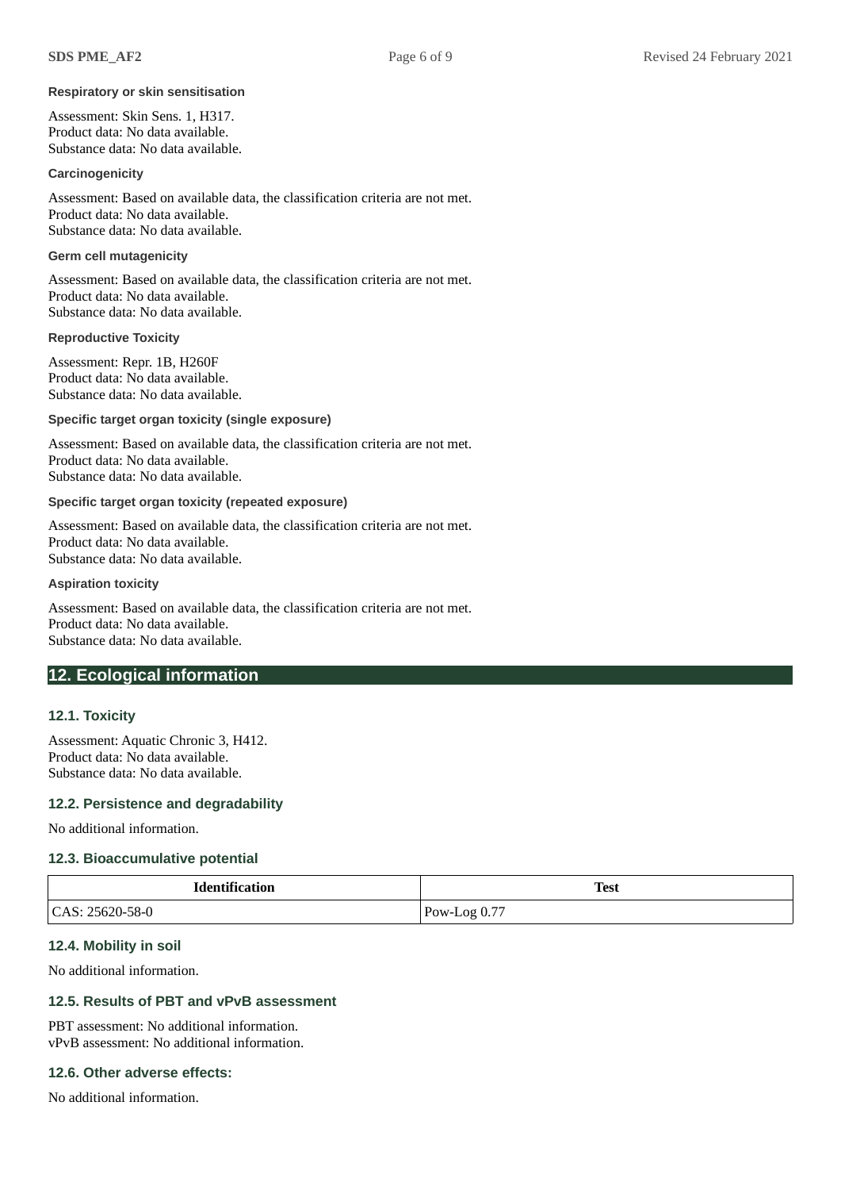**Respiratory or skin sensitisation**

Assessment: Skin Sens. 1, H317.
Product data: No data available.
Substance data: No data available.

**Carcinogenicity**

Assessment: Based on available data, the classification criteria are not met.
Product data: No data available.
Substance data: No data available.

**Germ cell mutagenicity**

Assessment: Based on available data, the classification criteria are not met.
Product data: No data available.
Substance data: No data available.

**Reproductive Toxicity**

Assessment: Repr. 1B, H260F
Product data: No data available.
Substance data: No data available.

**Specific target organ toxicity (single exposure)**

Assessment: Based on available data, the classification criteria are not met.
Product data: No data available.
Substance data: No data available.

**Specific target organ toxicity (repeated exposure)**

Assessment: Based on available data, the classification criteria are not met.
Product data: No data available.
Substance data: No data available.

**Aspiration toxicity**

Assessment: Based on available data, the classification criteria are not met.
Product data: No data available.
Substance data: No data available.

## 12. Ecological information

### 12.1. Toxicity

Assessment: Aquatic Chronic 3, H412.
Product data: No data available.
Substance data: No data available.

### 12.2. Persistence and degradability

No additional information.

### 12.3. Bioaccumulative potential

| Identification | Test |
|---|---|
| CAS: 25620-58-0 | Pow-Log 0.77 |

### 12.4. Mobility in soil

No additional information.

### 12.5. Results of PBT and vPvB assessment

PBT assessment: No additional information.
vPvB assessment: No additional information.

### 12.6. Other adverse effects:

No additional information.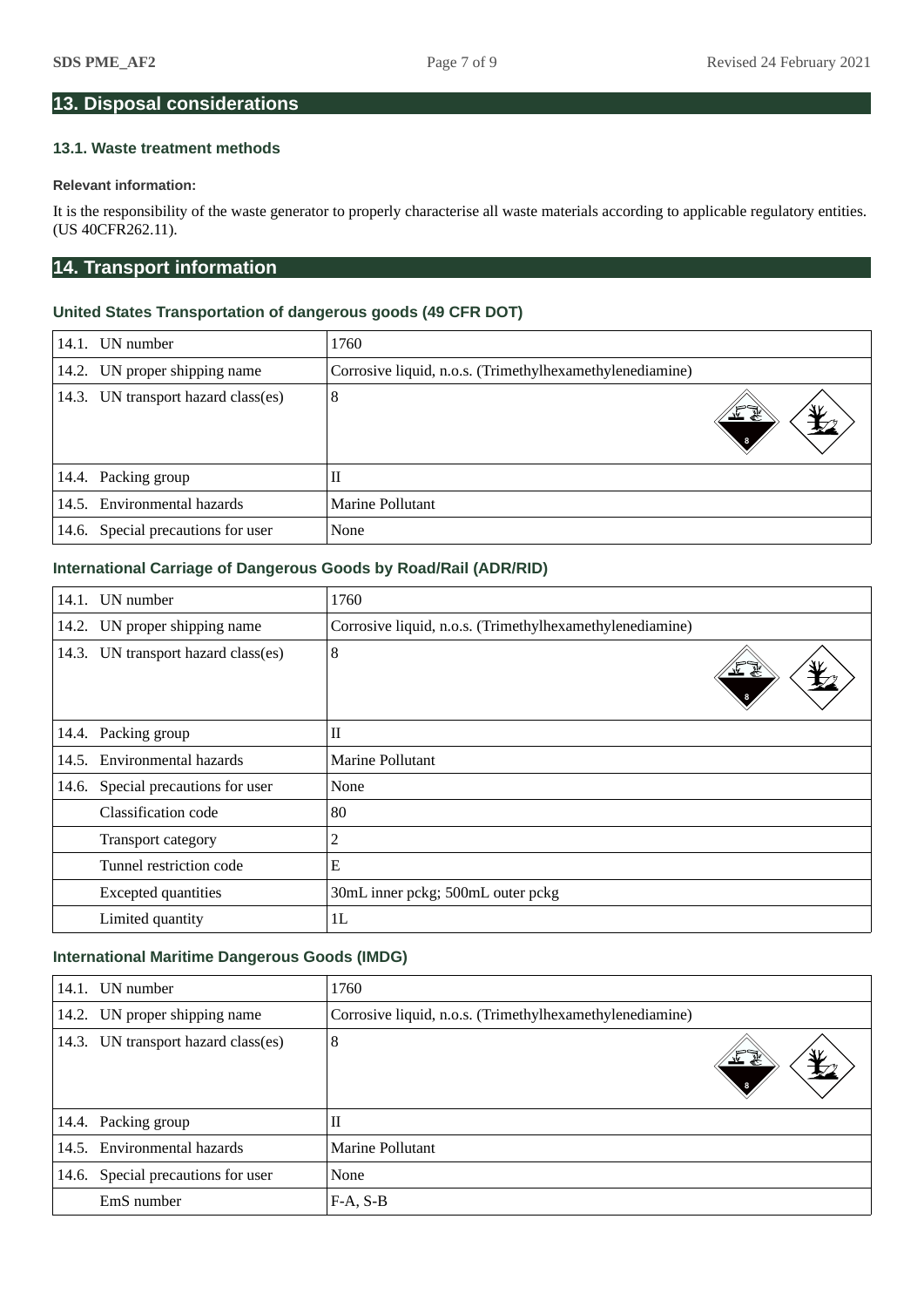## 13. Disposal considerations

### 13.1. Waste treatment methods

**Relevant information:**

It is the responsibility of the waste generator to properly characterise all waste materials according to applicable regulatory entities. (US 40CFR262.11).

## 14. Transport information

### United States Transportation of dangerous goods (49 CFR DOT)

| | |
|---|---|
| 14.1. UN number | 1760 |
| 14.2. UN proper shipping name | Corrosive liquid, n.o.s. (Trimethylhexamethylenediamine) |
| 14.3. UN transport hazard class(es) | 8 |
| 14.4. Packing group | II |
| 14.5. Environmental hazards | Marine Pollutant |
| 14.6. Special precautions for user | None |

### International Carriage of Dangerous Goods by Road/Rail (ADR/RID)

| | |
|---|---|
| 14.1. UN number | 1760 |
| 14.2. UN proper shipping name | Corrosive liquid, n.o.s. (Trimethylhexamethylenediamine) |
| 14.3. UN transport hazard class(es) | 8 |
| 14.4. Packing group | II |
| 14.5. Environmental hazards | Marine Pollutant |
| 14.6. Special precautions for user | None |
| Classification code | 80 |
| Transport category | 2 |
| Tunnel restriction code | E |
| Excepted quantities | 30mL inner pckg; 500mL outer pckg |
| Limited quantity | 1L |

### International Maritime Dangerous Goods (IMDG)

| | |
|---|---|
| 14.1. UN number | 1760 |
| 14.2. UN proper shipping name | Corrosive liquid, n.o.s. (Trimethylhexamethylenediamine) |
| 14.3. UN transport hazard class(es) | 8 |
| 14.4. Packing group | II |
| 14.5. Environmental hazards | Marine Pollutant |
| 14.6. Special precautions for user | None |
| EmS number | F-A, S-B |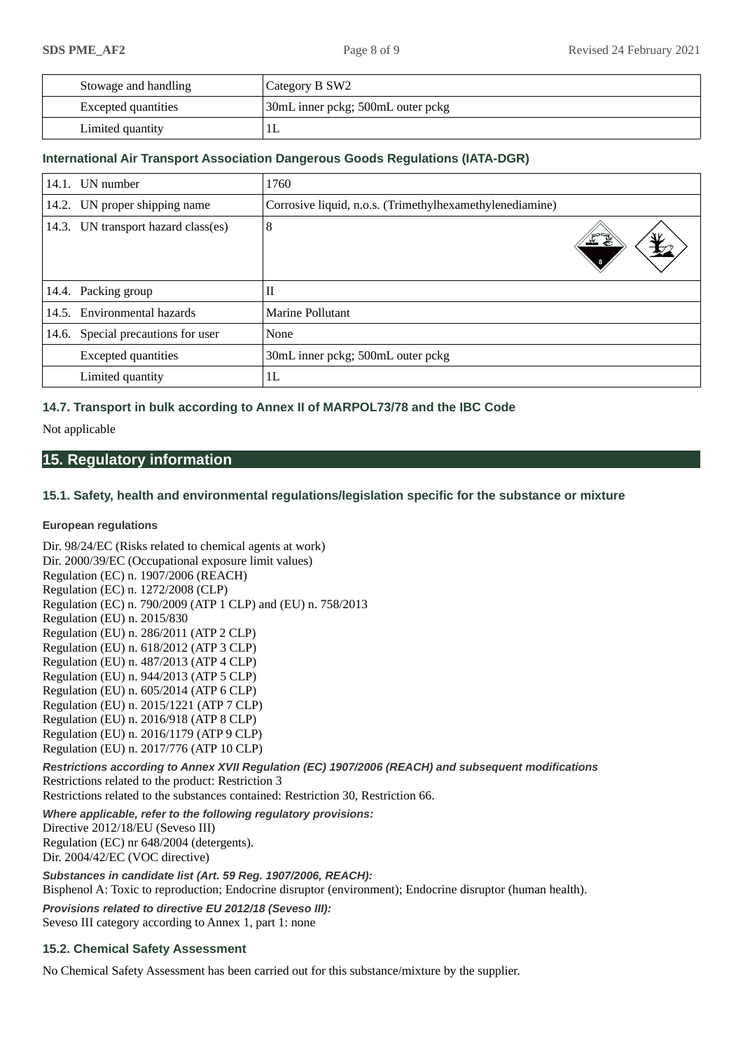| | |
|---|---|
| Stowage and handling | Category B SW2 |
| Excepted quantities | 30mL inner pckg; 500mL outer pckg |
| Limited quantity | 1L |

**International Air Transport Association Dangerous Goods Regulations (IATA-DGR)**

| | |
|---|---|
| 14.1. UN number | 1760 |
| 14.2. UN proper shipping name | Corrosive liquid, n.o.s. (Trimethylhexamethylenediamine) |
| 14.3. UN transport hazard class(es) | 8 |
| 14.4. Packing group | II |
| 14.5. Environmental hazards | Marine Pollutant |
| 14.6. Special precautions for user | None |
| Excepted quantities | 30mL inner pckg; 500mL outer pckg |
| Limited quantity | 1L |

### 14.7. Transport in bulk according to Annex II of MARPOL73/78 and the IBC Code

Not applicable

## 15. Regulatory information

### 15.1. Safety, health and environmental regulations/legislation specific for the substance or mixture

**European regulations**

Dir. 98/24/EC (Risks related to chemical agents at work)
Dir. 2000/39/EC (Occupational exposure limit values)
Regulation (EC) n. 1907/2006 (REACH)
Regulation (EC) n. 1272/2008 (CLP)
Regulation (EC) n. 790/2009 (ATP 1 CLP) and (EU) n. 758/2013
Regulation (EU) n. 2015/830
Regulation (EU) n. 286/2011 (ATP 2 CLP)
Regulation (EU) n. 618/2012 (ATP 3 CLP)
Regulation (EU) n. 487/2013 (ATP 4 CLP)
Regulation (EU) n. 944/2013 (ATP 5 CLP)
Regulation (EU) n. 605/2014 (ATP 6 CLP)
Regulation (EU) n. 2015/1221 (ATP 7 CLP)
Regulation (EU) n. 2016/918 (ATP 8 CLP)
Regulation (EU) n. 2016/1179 (ATP 9 CLP)
Regulation (EU) n. 2017/776 (ATP 10 CLP)

***Restrictions according to Annex XVII Regulation (EC) 1907/2006 (REACH) and subsequent modifications***
Restrictions related to the product: Restriction 3
Restrictions related to the substances contained: Restriction 30, Restriction 66.

***Where applicable, refer to the following regulatory provisions:***
Directive 2012/18/EU (Seveso III)
Regulation (EC) nr 648/2004 (detergents).
Dir. 2004/42/EC (VOC directive)

***Substances in candidate list (Art. 59 Reg. 1907/2006, REACH):***
Bisphenol A: Toxic to reproduction; Endocrine disruptor (environment); Endocrine disruptor (human health).

***Provisions related to directive EU 2012/18 (Seveso III):***
Seveso III category according to Annex 1, part 1: none

### 15.2. Chemical Safety Assessment

No Chemical Safety Assessment has been carried out for this substance/mixture by the supplier.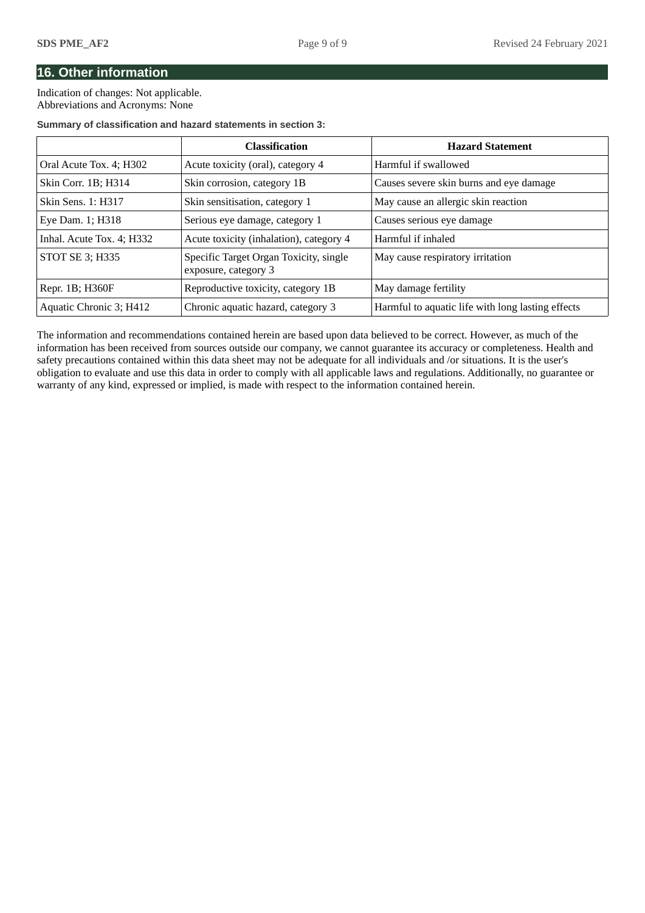## 16. Other information

Indication of changes: Not applicable.
Abbreviations and Acronyms: None

**Summary of classification and hazard statements in section 3:**

| | Classification | Hazard Statement |
|---|---|---|
| Oral Acute Tox. 4; H302 | Acute toxicity (oral), category 4 | Harmful if swallowed |
| Skin Corr. 1B; H314 | Skin corrosion, category 1B | Causes severe skin burns and eye damage |
| Skin Sens. 1: H317 | Skin sensitisation, category 1 | May cause an allergic skin reaction |
| Eye Dam. 1; H318 | Serious eye damage, category 1 | Causes serious eye damage |
| Inhal. Acute Tox. 4; H332 | Acute toxicity (inhalation), category 4 | Harmful if inhaled |
| STOT SE 3; H335 | Specific Target Organ Toxicity, single exposure, category 3 | May cause respiratory irritation |
| Repr. 1B; H360F | Reproductive toxicity, category 1B | May damage fertility |
| Aquatic Chronic 3; H412 | Chronic aquatic hazard, category 3 | Harmful to aquatic life with long lasting effects |

The information and recommendations contained herein are based upon data believed to be correct. However, as much of the information has been received from sources outside our company, we cannot guarantee its accuracy or completeness. Health and safety precautions contained within this data sheet may not be adequate for all individuals and /or situations. It is the user's obligation to evaluate and use this data in order to comply with all applicable laws and regulations. Additionally, no guarantee or warranty of any kind, expressed or implied, is made with respect to the information contained herein.